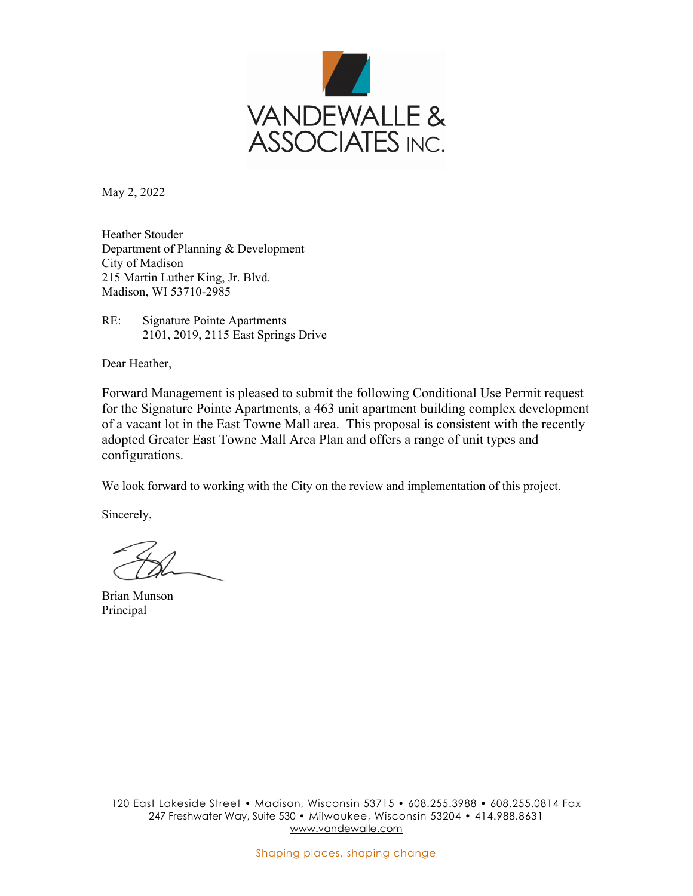VANDEWALLE & ASSOCIATES INC.

May 2, 2022

Heather Stouder  
Department of Planning & Development  
City of Madison  
215 Martin Luther King, Jr. Blvd.  
Madison, WI 53710-2985

RE: Signature Pointe Apartments  
2101, 2019, 2115 East Springs Drive

Dear Heather,

Forward Management is pleased to submit the following Conditional Use Permit request for the Signature Pointe Apartments, a 463 unit apartment building complex development of a vacant lot in the East Towne Mall area. This proposal is consistent with the recently adopted Greater East Towne Mall Area Plan and offers a range of unit types and configurations.

We look forward to working with the City on the review and implementation of this project.

Sincerely,

Brian Munson  
Principal

120 East Lakeside Street • Madison, Wisconsin 53715 • 608.255.3988 • 608.255.0814 Fax  
247 Freshwater Way, Suite 530 • Milwaukee, Wisconsin 53204 • 414.988.8631  
www.vandewalle.com

Shaping places, shaping change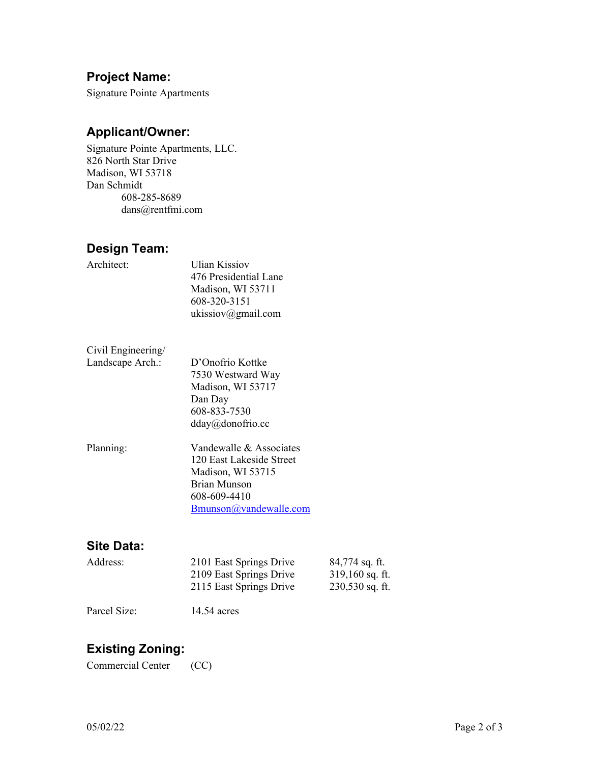## Project Name:

Signature Pointe Apartments

## Applicant/Owner:

Signature Pointe Apartments, LLC.
826 North Star Drive
Madison, WI 53718
Dan Schmidt
608-285-8689
dans@rentfmi.com

## Design Team:

Architect:

Ulian Kissiov
476 Presidential Lane
Madison, WI 53711
608-320-3151
ukissiov@gmail.com

Civil Engineering/
Landscape Arch.:

D'Onofrio Kottke
7530 Westward Way
Madison, WI 53717
Dan Day
608-833-7530
dday@donofrio.cc

Planning:

Vandewalle & Associates
120 East Lakeside Street
Madison, WI 53715
Brian Munson
608-609-4410
Bmunson@vandewalle.com

## Site Data:

| Address: | 2101 East Springs Drive | 84,774 sq. ft. |
|---|---|---|
| | 2109 East Springs Drive | 319,160 sq. ft. |
| | 2115 East Springs Drive | 230,530 sq. ft. |

Parcel Size: 14.54 acres

## Existing Zoning:

Commercial Center (CC)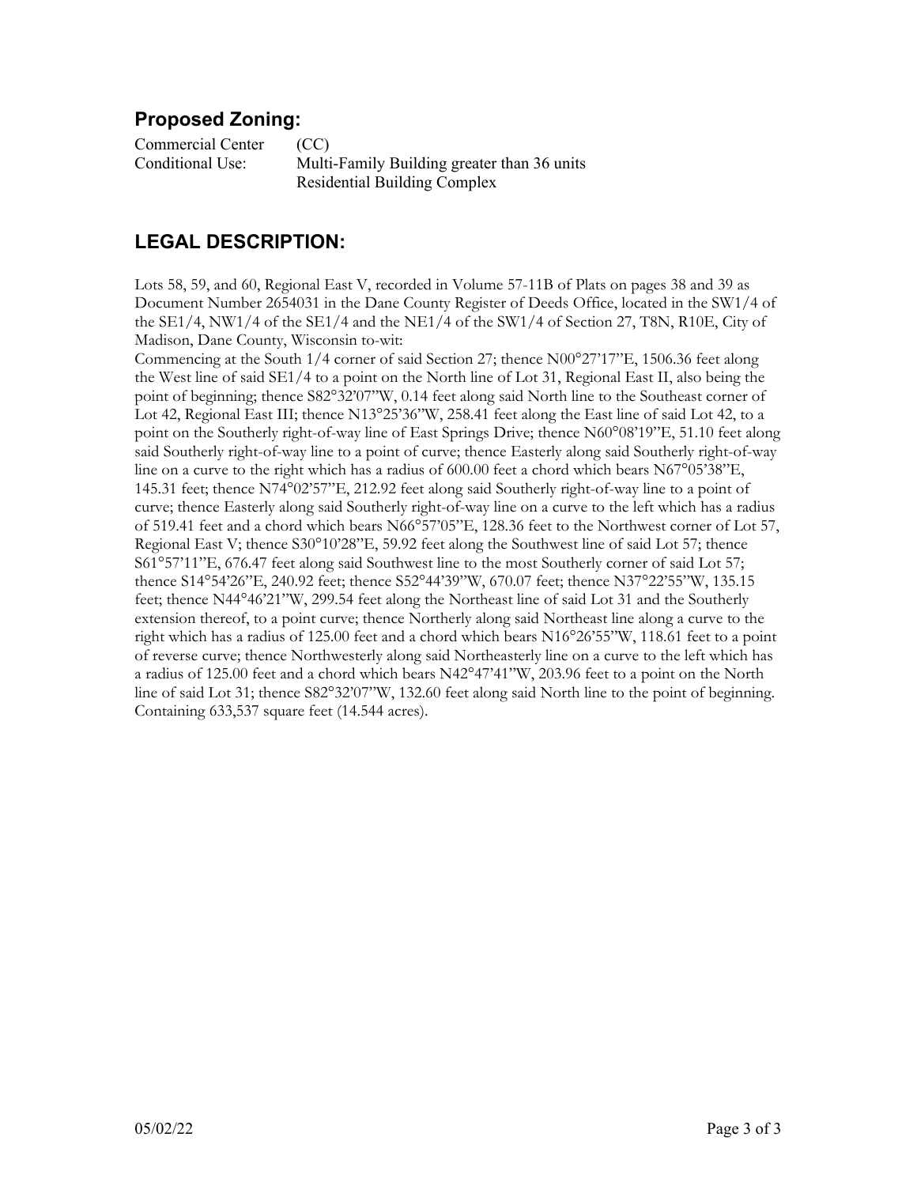## Proposed Zoning:

Commercial Center (CC)
Conditional Use: Multi-Family Building greater than 36 units
Residential Building Complex

## LEGAL DESCRIPTION:

Lots 58, 59, and 60, Regional East V, recorded in Volume 57-11B of Plats on pages 38 and 39 as Document Number 2654031 in the Dane County Register of Deeds Office, located in the SW1/4 of the SE1/4, NW1/4 of the SE1/4 and the NE1/4 of the SW1/4 of Section 27, T8N, R10E, City of Madison, Dane County, Wisconsin to-wit:

Commencing at the South 1/4 corner of said Section 27; thence N00°27'17"E, 1506.36 feet along the West line of said SE1/4 to a point on the North line of Lot 31, Regional East II, also being the point of beginning; thence S82°32'07"W, 0.14 feet along said North line to the Southeast corner of Lot 42, Regional East III; thence N13°25'36"W, 258.41 feet along the East line of said Lot 42, to a point on the Southerly right-of-way line of East Springs Drive; thence N60°08'19"E, 51.10 feet along said Southerly right-of-way line to a point of curve; thence Easterly along said Southerly right-of-way line on a curve to the right which has a radius of 600.00 feet a chord which bears N67°05'38"E, 145.31 feet; thence N74°02'57"E, 212.92 feet along said Southerly right-of-way line to a point of curve; thence Easterly along said Southerly right-of-way line on a curve to the left which has a radius of 519.41 feet and a chord which bears N66°57'05"E, 128.36 feet to the Northwest corner of Lot 57, Regional East V; thence S30°10'28"E, 59.92 feet along the Southwest line of said Lot 57; thence S61°57'11"E, 676.47 feet along said Southwest line to the most Southerly corner of said Lot 57; thence S14°54'26"E, 240.92 feet; thence S52°44'39"W, 670.07 feet; thence N37°22'55"W, 135.15 feet; thence N44°46'21"W, 299.54 feet along the Northeast line of said Lot 31 and the Southerly extension thereof, to a point curve; thence Northerly along said Northeast line along a curve to the right which has a radius of 125.00 feet and a chord which bears N16°26'55"W, 118.61 feet to a point of reverse curve; thence Northwesterly along said Northeasterly line on a curve to the left which has a radius of 125.00 feet and a chord which bears N42°47'41"W, 203.96 feet to a point on the North line of said Lot 31; thence S82°32'07"W, 132.60 feet along said North line to the point of beginning. Containing 633,537 square feet (14.544 acres).

05/02/22